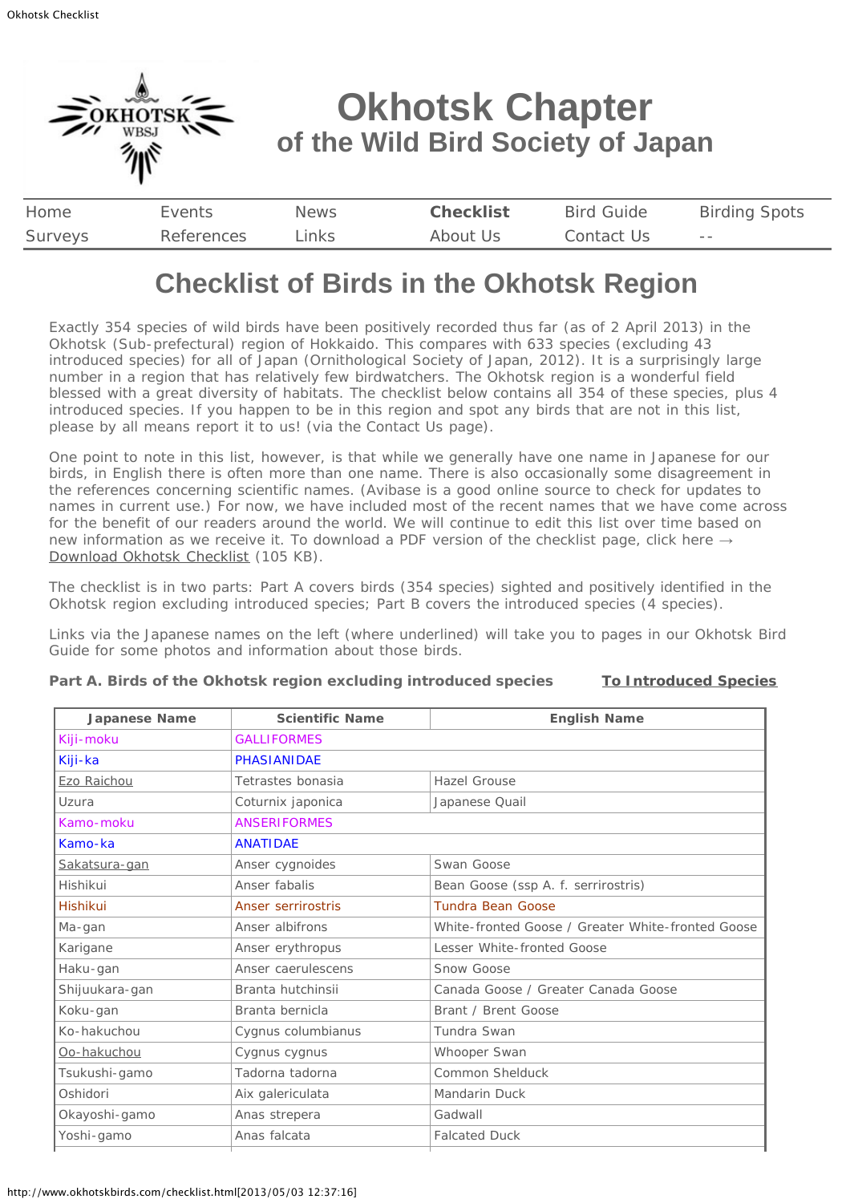# Okhotsk Chapter
## of the Wild Bird Society of Japan

| Home | Events | News | **Checklist** | Bird Guide | Birding Spots |
|---|---|---|---|---|---|
| Surveys | References | Links | About Us | Contact Us | -- |

# Checklist of Birds in the Okhotsk Region

Exactly 354 species of wild birds have been positively recorded thus far (as of 2 April 2013) in the Okhotsk (Sub-prefectural) region of Hokkaido. This compares with 633 species (excluding 43 introduced species) for all of Japan (Ornithological Society of Japan, 2012). It is a surprisingly large number in a region that has relatively few birdwatchers. The Okhotsk region is a wonderful field blessed with a great diversity of habitats. The checklist below contains all 354 of these species, plus 4 introduced species. If you happen to be in this region and spot any birds that are not in this list, please by all means report it to us! (via the Contact Us page).

One point to note in this list, however, is that while we generally have one name in Japanese for our birds, in English there is often more than one name. There is also occasionally some disagreement in the references concerning scientific names. (Avibase is a good online source to check for updates to names in current use.) For now, we have included most of the recent names that we have come across for the benefit of our readers around the world. We will continue to edit this list over time based on new information as we receive it. To download a PDF version of the checklist page, click here → Download Okhotsk Checklist (105 KB).

The checklist is in two parts: Part A covers birds (354 species) sighted and positively identified in the Okhotsk region excluding introduced species; Part B covers the introduced species (4 species).

Links via the Japanese names on the left (where underlined) will take you to pages in our Okhotsk Bird Guide for some photos and information about those birds.

**Part A. Birds of the Okhotsk region excluding introduced species** **To Introduced Species**

| Japanese Name | Scientific Name | English Name |
|---|---|---|
| Kiji-moku | GALLIFORMES | |
| Kiji-ka | PHASIANIDAE | |
| Ezo Raichou | Tetrastes bonasia | Hazel Grouse |
| Uzura | Coturnix japonica | Japanese Quail |
| Kamo-moku | ANSERIFORMES | |
| Kamo-ka | ANATIDAE | |
| Sakatsura-gan | Anser cygnoides | Swan Goose |
| Hishikui | Anser fabalis | Bean Goose (ssp A. f. serrirostris) |
| Hishikui | Anser serrirostris | Tundra Bean Goose |
| Ma-gan | Anser albifrons | White-fronted Goose / Greater White-fronted Goose |
| Karigane | Anser erythropus | Lesser White-fronted Goose |
| Haku-gan | Anser caerulescens | Snow Goose |
| Shijuukara-gan | Branta hutchinsii | Canada Goose / Greater Canada Goose |
| Koku-gan | Branta bernicla | Brant / Brent Goose |
| Ko-hakuchou | Cygnus columbianus | Tundra Swan |
| Oo-hakuchou | Cygnus cygnus | Whooper Swan |
| Tsukushi-gamo | Tadorna tadorna | Common Shelduck |
| Oshidori | Aix galericulata | Mandarin Duck |
| Okayoshi-gamo | Anas strepera | Gadwall |
| Yoshi-gamo | Anas falcata | Falcated Duck |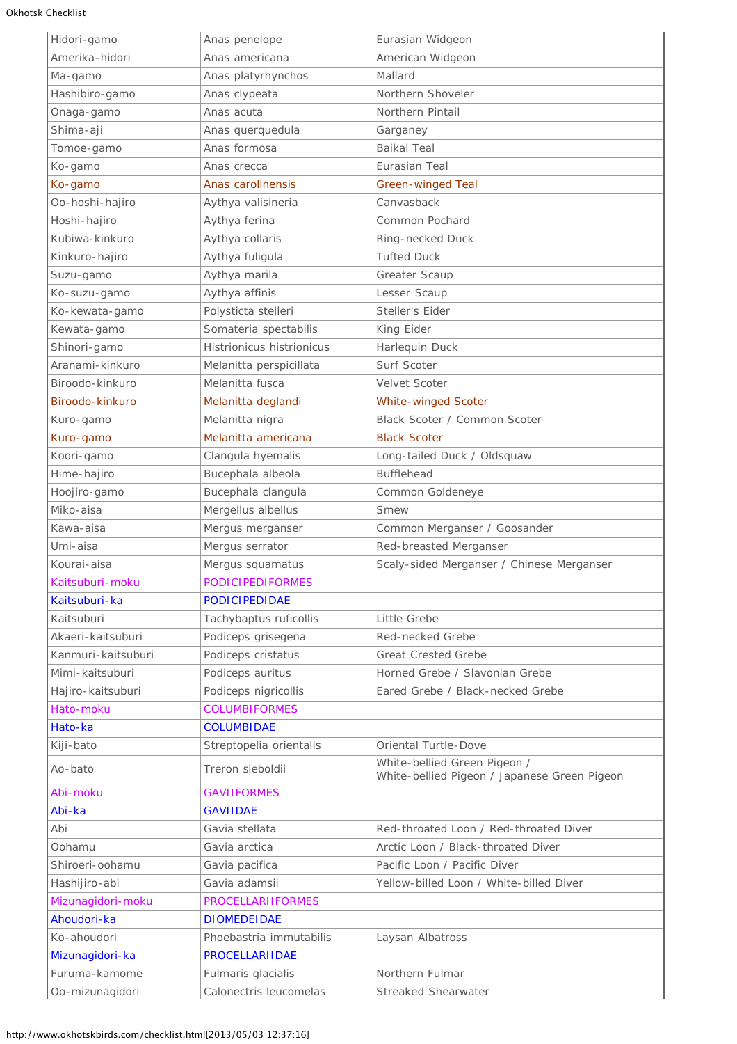| Hidori-gamo | Anas penelope | Eurasian Widgeon |
|---|---|---|
| Amerika-hidori | Anas americana | American Widgeon |
| Ma-gamo | Anas platyrhynchos | Mallard |
| Hashibiro-gamo | Anas clypeata | Northern Shoveler |
| Onaga-gamo | Anas acuta | Northern Pintail |
| Shima-aji | Anas querquedula | Garganey |
| Tomoe-gamo | Anas formosa | Baikal Teal |
| Ko-gamo | Anas crecca | Eurasian Teal |
| Ko-gamo | Anas carolinensis | Green-winged Teal |
| Oo-hoshi-hajiro | Aythya valisineria | Canvasback |
| Hoshi-hajiro | Aythya ferina | Common Pochard |
| Kubiwa-kinkuro | Aythya collaris | Ring-necked Duck |
| Kinkuro-hajiro | Aythya fuligula | Tufted Duck |
| Suzu-gamo | Aythya marila | Greater Scaup |
| Ko-suzu-gamo | Aythya affinis | Lesser Scaup |
| Ko-kewata-gamo | Polysticta stelleri | Steller's Eider |
| Kewata-gamo | Somateria spectabilis | King Eider |
| Shinori-gamo | Histrionicus histrionicus | Harlequin Duck |
| Aranami-kinkuro | Melanitta perspicillata | Surf Scoter |
| Biroodo-kinkuro | Melanitta fusca | Velvet Scoter |
| Biroodo-kinkuro | Melanitta deglandi | White-winged Scoter |
| Kuro-gamo | Melanitta nigra | Black Scoter / Common Scoter |
| Kuro-gamo | Melanitta americana | Black Scoter |
| Koori-gamo | Clangula hyemalis | Long-tailed Duck / Oldsquaw |
| Hime-hajiro | Bucephala albeola | Bufflehead |
| Hoojiro-gamo | Bucephala clangula | Common Goldeneye |
| Miko-aisa | Mergellus albellus | Smew |
| Kawa-aisa | Mergus merganser | Common Merganser / Goosander |
| Umi-aisa | Mergus serrator | Red-breasted Merganser |
| Kourai-aisa | Mergus squamatus | Scaly-sided Merganser / Chinese Merganser |
| Kaitsuburi-moku | PODICIPEDIFORMES | |
| Kaitsuburi-ka | PODICIPEDIDAE | |
| Kaitsuburi | Tachybaptus ruficollis | Little Grebe |
| Akaeri-kaitsuburi | Podiceps grisegena | Red-necked Grebe |
| Kanmuri-kaitsuburi | Podiceps cristatus | Great Crested Grebe |
| Mimi-kaitsuburi | Podiceps auritus | Horned Grebe / Slavonian Grebe |
| Hajiro-kaitsuburi | Podiceps nigricollis | Eared Grebe / Black-necked Grebe |
| Hato-moku | COLUMBIFORMES | |
| Hato-ka | COLUMBIDAE | |
| Kiji-bato | Streptopelia orientalis | Oriental Turtle-Dove |
| Ao-bato | Treron sieboldii | White-bellied Green Pigeon / White-bellied Pigeon / Japanese Green Pigeon |
| Abi-moku | GAVIIFORMES | |
| Abi-ka | GAVIIDAE | |
| Abi | Gavia stellata | Red-throated Loon / Red-throated Diver |
| Oohamu | Gavia arctica | Arctic Loon / Black-throated Diver |
| Shiroeri-oohamu | Gavia pacifica | Pacific Loon / Pacific Diver |
| Hashijiro-abi | Gavia adamsii | Yellow-billed Loon / White-billed Diver |
| Mizunagidori-moku | PROCELLARIIFORMES | |
| Ahoudori-ka | DIOMEDEIDAE | |
| Ko-ahoudori | Phoebastria immutabilis | Laysan Albatross |
| Mizunagidori-ka | PROCELLARIIDAE | |
| Furuma-kamome | Fulmaris glacialis | Northern Fulmar |
| Oo-mizunagidori | Calonectris leucomelas | Streaked Shearwater |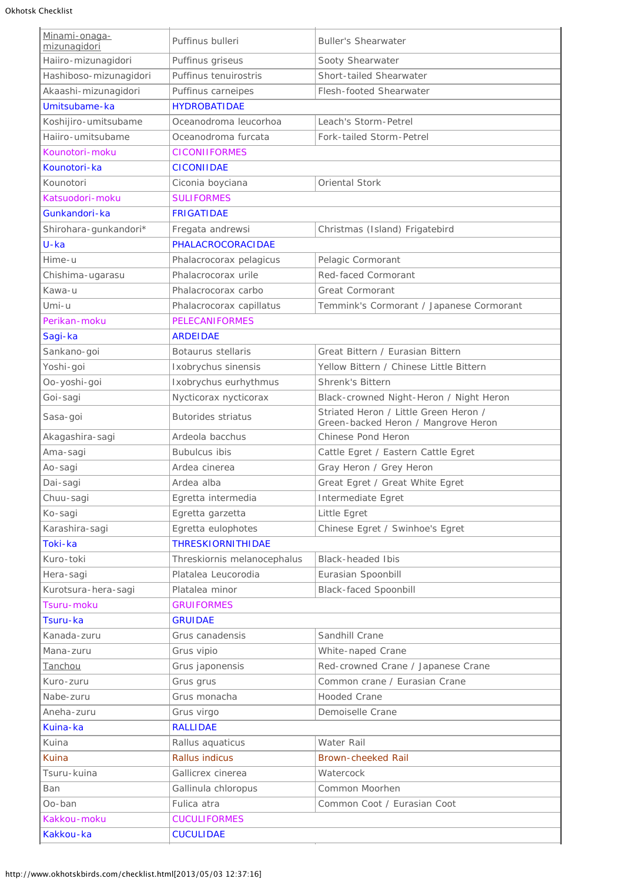| | | |
|---|---|---|
| Minami-onaga-mizunagidori | Puffinus bulleri | Buller's Shearwater |
| Haiiro-mizunagidori | Puffinus griseus | Sooty Shearwater |
| Hashiboso-mizunagidori | Puffinus tenuirostris | Short-tailed Shearwater |
| Akaashi-mizunagidori | Puffinus carneipes | Flesh-footed Shearwater |
| Umitsubame-ka | HYDROBATIDAE | |
| Koshijiro-umitsubame | Oceanodroma leucorhoa | Leach's Storm-Petrel |
| Haiiro-umitsubame | Oceanodroma furcata | Fork-tailed Storm-Petrel |
| Kounotori-moku | CICONIIFORMES | |
| Kounotori-ka | CICONIIDAE | |
| Kounotori | Ciconia boyciana | Oriental Stork |
| Katsuodori-moku | SULIFORMES | |
| Gunkandori-ka | FRIGATIDAE | |
| Shirohara-gunkandori* | Fregata andrewsi | Christmas (Island) Frigatebird |
| U-ka | PHALACROCORACIDAE | |
| Hime-u | Phalacrocorax pelagicus | Pelagic Cormorant |
| Chishima-ugarasu | Phalacrocorax urile | Red-faced Cormorant |
| Kawa-u | Phalacrocorax carbo | Great Cormorant |
| Umi-u | Phalacrocorax capillatus | Temmink's Cormorant / Japanese Cormorant |
| Perikan-moku | PELECANIFORMES | |
| Sagi-ka | ARDEIDAE | |
| Sankano-goi | Botaurus stellaris | Great Bittern / Eurasian Bittern |
| Yoshi-goi | Ixobrychus sinensis | Yellow Bittern / Chinese Little Bittern |
| Oo-yoshi-goi | Ixobrychus eurhythmus | Shrenk's Bittern |
| Goi-sagi | Nycticorax nycticorax | Black-crowned Night-Heron / Night Heron |
| Sasa-goi | Butorides striatus | Striated Heron / Little Green Heron / Green-backed Heron / Mangrove Heron |
| Akagashira-sagi | Ardeola bacchus | Chinese Pond Heron |
| Ama-sagi | Bubulcus ibis | Cattle Egret / Eastern Cattle Egret |
| Ao-sagi | Ardea cinerea | Gray Heron / Grey Heron |
| Dai-sagi | Ardea alba | Great Egret / Great White Egret |
| Chuu-sagi | Egretta intermedia | Intermediate Egret |
| Ko-sagi | Egretta garzetta | Little Egret |
| Karashira-sagi | Egretta eulophotes | Chinese Egret / Swinhoe's Egret |
| Toki-ka | THRESKIORNITHIDAE | |
| Kuro-toki | Threskiornis melanocephalus | Black-headed Ibis |
| Hera-sagi | Platalea Leucorodia | Eurasian Spoonbill |
| Kurotsura-hera-sagi | Platalea minor | Black-faced Spoonbill |
| Tsuru-moku | GRUIFORMES | |
| Tsuru-ka | GRUIDAE | |
| Kanada-zuru | Grus canadensis | Sandhill Crane |
| Mana-zuru | Grus vipio | White-naped Crane |
| Tanchou | Grus japonensis | Red-crowned Crane / Japanese Crane |
| Kuro-zuru | Grus grus | Common crane / Eurasian Crane |
| Nabe-zuru | Grus monacha | Hooded Crane |
| Aneha-zuru | Grus virgo | Demoiselle Crane |
| Kuina-ka | RALLIDAE | |
| Kuina | Rallus aquaticus | Water Rail |
| Kuina | Rallus indicus | Brown-cheeked Rail |
| Tsuru-kuina | Gallicrex cinerea | Watercock |
| Ban | Gallinula chloropus | Common Moorhen |
| Oo-ban | Fulica atra | Common Coot / Eurasian Coot |
| Kakkou-moku | CUCULIFORMES | |
| Kakkou-ka | CUCULIDAE | |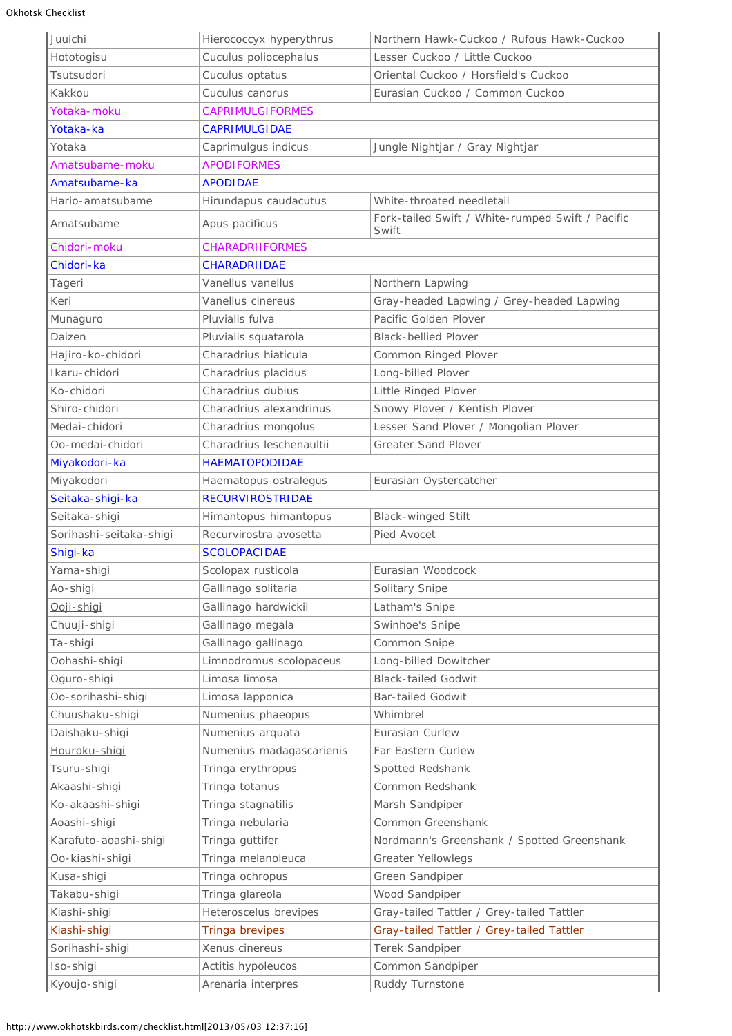| | | |
|---|---|---|
| Juuichi | Hierococcyx hyperythrus | Northern Hawk-Cuckoo / Rufous Hawk-Cuckoo |
| Hototogisu | Cuculus poliocephalus | Lesser Cuckoo / Little Cuckoo |
| Tsutsudori | Cuculus optatus | Oriental Cuckoo / Horsfield's Cuckoo |
| Kakkou | Cuculus canorus | Eurasian Cuckoo / Common Cuckoo |
| Yotaka-moku | CAPRIMULGIFORMES | |
| Yotaka-ka | CAPRIMULGIDAE | |
| Yotaka | Caprimulgus indicus | Jungle Nightjar / Gray Nightjar |
| Amatsubame-moku | APODIFORMES | |
| Amatsubame-ka | APODIDAE | |
| Hario-amatsubame | Hirundapus caudacutus | White-throated needletail |
| Amatsubame | Apus pacificus | Fork-tailed Swift / White-rumped Swift / Pacific Swift |
| Chidori-moku | CHARADRIIFORMES | |
| Chidori-ka | CHARADRIIDAE | |
| Tageri | Vanellus vanellus | Northern Lapwing |
| Keri | Vanellus cinereus | Gray-headed Lapwing / Grey-headed Lapwing |
| Munaguro | Pluvialis fulva | Pacific Golden Plover |
| Daizen | Pluvialis squatarola | Black-bellied Plover |
| Hajiro-ko-chidori | Charadrius hiaticula | Common Ringed Plover |
| Ikaru-chidori | Charadrius placidus | Long-billed Plover |
| Ko-chidori | Charadrius dubius | Little Ringed Plover |
| Shiro-chidori | Charadrius alexandrinus | Snowy Plover / Kentish Plover |
| Medai-chidori | Charadrius mongolus | Lesser Sand Plover / Mongolian Plover |
| Oo-medai-chidori | Charadrius leschenaultii | Greater Sand Plover |
| Miyakodori-ka | HAEMATOPODIDAE | |
| Miyakodori | Haematopus ostralegus | Eurasian Oystercatcher |
| Seitaka-shigi-ka | RECURVIROSTRIDAE | |
| Seitaka-shigi | Himantopus himantopus | Black-winged Stilt |
| Sorihashi-seitaka-shigi | Recurvirostra avosetta | Pied Avocet |
| Shigi-ka | SCOLOPACIDAE | |
| Yama-shigi | Scolopax rusticola | Eurasian Woodcock |
| Ao-shigi | Gallinago solitaria | Solitary Snipe |
| Ooji-shigi | Gallinago hardwickii | Latham's Snipe |
| Chuuji-shigi | Gallinago megala | Swinhoe's Snipe |
| Ta-shigi | Gallinago gallinago | Common Snipe |
| Oohashi-shigi | Limnodromus scolopaceus | Long-billed Dowitcher |
| Oguro-shigi | Limosa limosa | Black-tailed Godwit |
| Oo-sorihashi-shigi | Limosa lapponica | Bar-tailed Godwit |
| Chuushaku-shigi | Numenius phaeopus | Whimbrel |
| Daishaku-shigi | Numenius arquata | Eurasian Curlew |
| Houroku-shigi | Numenius madagascarienis | Far Eastern Curlew |
| Tsuru-shigi | Tringa erythropus | Spotted Redshank |
| Akaashi-shigi | Tringa totanus | Common Redshank |
| Ko-akaashi-shigi | Tringa stagnatilis | Marsh Sandpiper |
| Aoashi-shigi | Tringa nebularia | Common Greenshank |
| Karafuto-aoashi-shigi | Tringa guttifer | Nordmann's Greenshank / Spotted Greenshank |
| Oo-kiashi-shigi | Tringa melanoleuca | Greater Yellowlegs |
| Kusa-shigi | Tringa ochropus | Green Sandpiper |
| Takabu-shigi | Tringa glareola | Wood Sandpiper |
| Kiashi-shigi | Heteroscelus brevipes | Gray-tailed Tattler / Grey-tailed Tattler |
| Kiashi-shigi | Tringa brevipes | Gray-tailed Tattler / Grey-tailed Tattler |
| Sorihashi-shigi | Xenus cinereus | Terek Sandpiper |
| Iso-shigi | Actitis hypoleucos | Common Sandpiper |
| Kyoujo-shigi | Arenaria interpres | Ruddy Turnstone |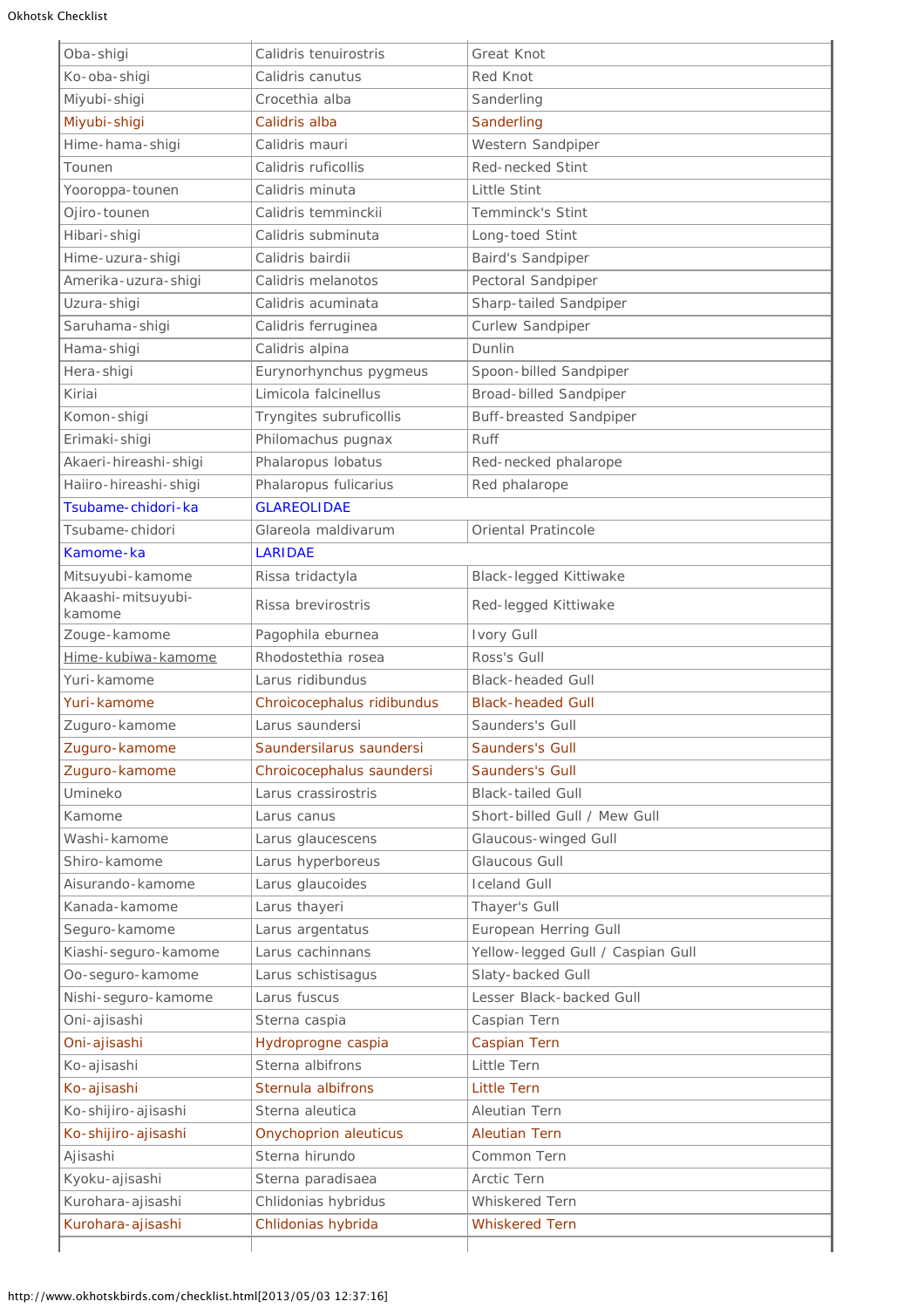| | | |
|---|---|---|
| Oba-shigi | Calidris tenuirostris | Great Knot |
| Ko-oba-shigi | Calidris canutus | Red Knot |
| Miyubi-shigi | Crocethia alba | Sanderling |
| Miyubi-shigi | Calidris alba | Sanderling |
| Hime-hama-shigi | Calidris mauri | Western Sandpiper |
| Tounen | Calidris ruficollis | Red-necked Stint |
| Yooroppa-tounen | Calidris minuta | Little Stint |
| Ojiro-tounen | Calidris temminckii | Temminck's Stint |
| Hibari-shigi | Calidris subminuta | Long-toed Stint |
| Hime-uzura-shigi | Calidris bairdii | Baird's Sandpiper |
| Amerika-uzura-shigi | Calidris melanotos | Pectoral Sandpiper |
| Uzura-shigi | Calidris acuminata | Sharp-tailed Sandpiper |
| Saruhama-shigi | Calidris ferruginea | Curlew Sandpiper |
| Hama-shigi | Calidris alpina | Dunlin |
| Hera-shigi | Eurynorhynchus pygmeus | Spoon-billed Sandpiper |
| Kiriai | Limicola falcinellus | Broad-billed Sandpiper |
| Komon-shigi | Tryngites subruficollis | Buff-breasted Sandpiper |
| Erimaki-shigi | Philomachus pugnax | Ruff |
| Akaeri-hireashi-shigi | Phalaropus lobatus | Red-necked phalarope |
| Haiiro-hireashi-shigi | Phalaropus fulicarius | Red phalarope |
| Tsubame-chidori-ka | GLAREOLIDAE | |
| Tsubame-chidori | Glareola maldivarum | Oriental Pratincole |
| Kamome-ka | LARIDAE | |
| Mitsuyubi-kamome | Rissa tridactyla | Black-legged Kittiwake |
| Akaashi-mitsuyubi-kamome | Rissa brevirostris | Red-legged Kittiwake |
| Zouge-kamome | Pagophila eburnea | Ivory Gull |
| Hime-kubiwa-kamome | Rhodostethia rosea | Ross's Gull |
| Yuri-kamome | Larus ridibundus | Black-headed Gull |
| Yuri-kamome | Chroicocephalus ridibundus | Black-headed Gull |
| Zuguro-kamome | Larus saundersi | Saunders's Gull |
| Zuguro-kamome | Saundersilarus saundersi | Saunders's Gull |
| Zuguro-kamome | Chroicocephalus saundersi | Saunders's Gull |
| Umineko | Larus crassirostris | Black-tailed Gull |
| Kamome | Larus canus | Short-billed Gull / Mew Gull |
| Washi-kamome | Larus glaucescens | Glaucous-winged Gull |
| Shiro-kamome | Larus hyperboreus | Glaucous Gull |
| Aisurando-kamome | Larus glaucoides | Iceland Gull |
| Kanada-kamome | Larus thayeri | Thayer's Gull |
| Seguro-kamome | Larus argentatus | European Herring Gull |
| Kiashi-seguro-kamome | Larus cachinnans | Yellow-legged Gull / Caspian Gull |
| Oo-seguro-kamome | Larus schistisagus | Slaty-backed Gull |
| Nishi-seguro-kamome | Larus fuscus | Lesser Black-backed Gull |
| Oni-ajisashi | Sterna caspia | Caspian Tern |
| Oni-ajisashi | Hydroprogne caspia | Caspian Tern |
| Ko-ajisashi | Sterna albifrons | Little Tern |
| Ko-ajisashi | Sternula albifrons | Little Tern |
| Ko-shijiro-ajisashi | Sterna aleutica | Aleutian Tern |
| Ko-shijiro-ajisashi | Onychoprion aleuticus | Aleutian Tern |
| Ajisashi | Sterna hirundo | Common Tern |
| Kyoku-ajisashi | Sterna paradisaea | Arctic Tern |
| Kurohara-ajisashi | Chlidonias hybridus | Whiskered Tern |
| Kurohara-ajisashi | Chlidonias hybrida | Whiskered Tern |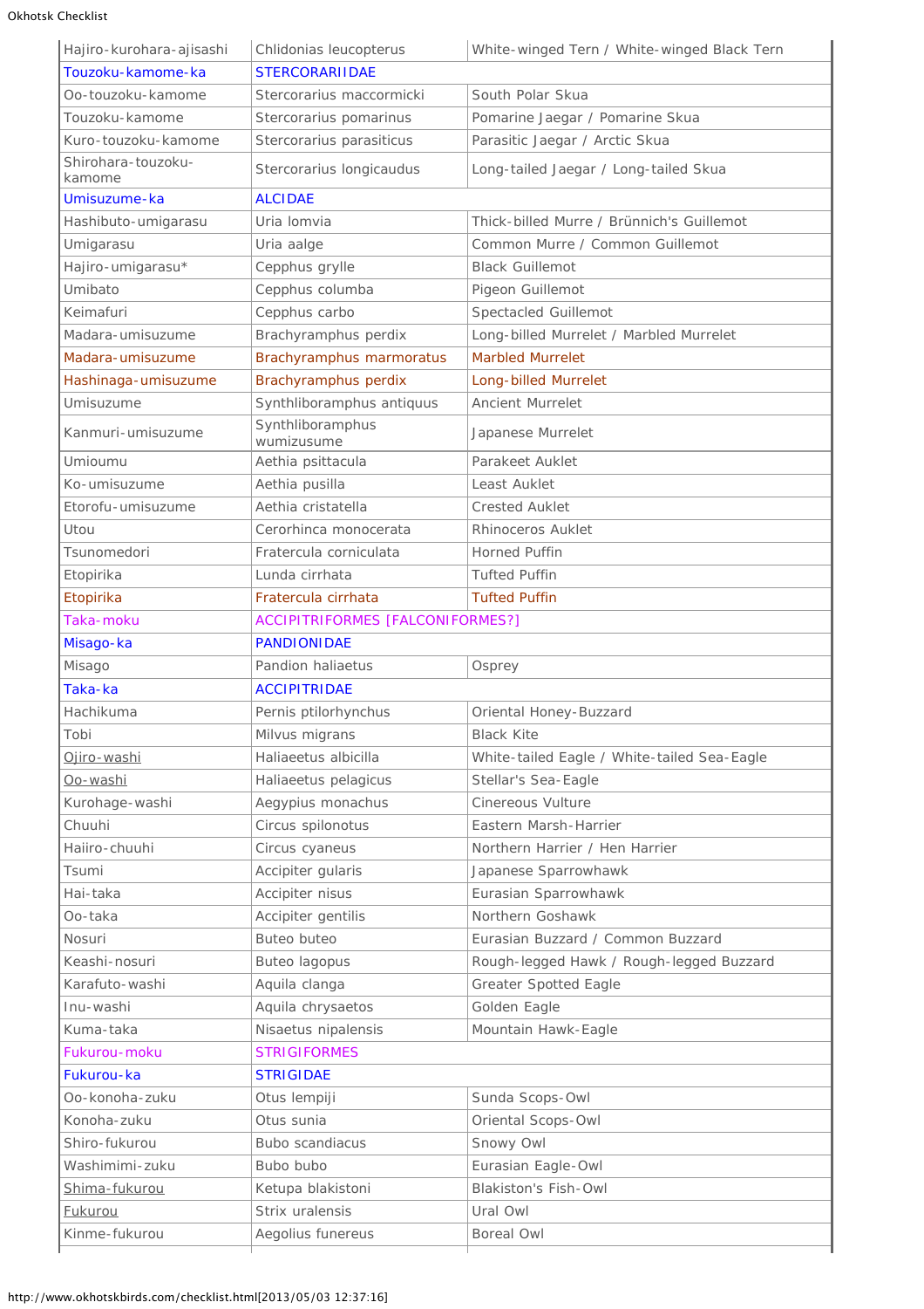| | | |
|---|---|---|
| Hajiro-kurohara-ajisashi | Chlidonias leucopterus | White-winged Tern / White-winged Black Tern |
| Touzoku-kamome-ka | STERCORARIIDAE | |
| Oo-touzoku-kamome | Stercorarius maccormicki | South Polar Skua |
| Touzoku-kamome | Stercorarius pomarinus | Pomarine Jaegar / Pomarine Skua |
| Kuro-touzoku-kamome | Stercorarius parasiticus | Parasitic Jaegar / Arctic Skua |
| Shirohara-touzoku-kamome | Stercorarius longicaudus | Long-tailed Jaegar / Long-tailed Skua |
| Umisuzume-ka | ALCIDAE | |
| Hashibuto-umigarasu | Uria lomvia | Thick-billed Murre / Brünnich's Guillemot |
| Umigarasu | Uria aalge | Common Murre / Common Guillemot |
| Hajiro-umigarasu* | Cepphus grylle | Black Guillemot |
| Umibato | Cepphus columba | Pigeon Guillemot |
| Keimafuri | Cepphus carbo | Spectacled Guillemot |
| Madara-umisuzume | Brachyramphus perdix | Long-billed Murrelet / Marbled Murrelet |
| Madara-umisuzume | Brachyramphus marmoratus | Marbled Murrelet |
| Hashinaga-umisuzume | Brachyramphus perdix | Long-billed Murrelet |
| Umisuzume | Synthliboramphus antiquus | Ancient Murrelet |
| Kanmuri-umisuzume | Synthliboramphus wumizusume | Japanese Murrelet |
| Umioumu | Aethia psittacula | Parakeet Auklet |
| Ko-umisuzume | Aethia pusilla | Least Auklet |
| Etorofu-umisuzume | Aethia cristatella | Crested Auklet |
| Utou | Cerorhinca monocerata | Rhinoceros Auklet |
| Tsunomedori | Fratercula corniculata | Horned Puffin |
| Etopirika | Lunda cirrhata | Tufted Puffin |
| Etopirika | Fratercula cirrhata | Tufted Puffin |
| Taka-moku | ACCIPITRIFORMES [FALCONIFORMES?] | |
| Misago-ka | PANDIONIDAE | |
| Misago | Pandion haliaetus | Osprey |
| Taka-ka | ACCIPITRIDAE | |
| Hachikuma | Pernis ptilorhynchus | Oriental Honey-Buzzard |
| Tobi | Milvus migrans | Black Kite |
| Ojiro-washi | Haliaeetus albicilla | White-tailed Eagle / White-tailed Sea-Eagle |
| Oo-washi | Haliaeetus pelagicus | Stellar's Sea-Eagle |
| Kurohage-washi | Aegypius monachus | Cinereous Vulture |
| Chuuhi | Circus spilonotus | Eastern Marsh-Harrier |
| Haiiro-chuuhi | Circus cyaneus | Northern Harrier / Hen Harrier |
| Tsumi | Accipiter gularis | Japanese Sparrowhawk |
| Hai-taka | Accipiter nisus | Eurasian Sparrowhawk |
| Oo-taka | Accipiter gentilis | Northern Goshawk |
| Nosuri | Buteo buteo | Eurasian Buzzard / Common Buzzard |
| Keashi-nosuri | Buteo lagopus | Rough-legged Hawk / Rough-legged Buzzard |
| Karafuto-washi | Aquila clanga | Greater Spotted Eagle |
| Inu-washi | Aquila chrysaetos | Golden Eagle |
| Kuma-taka | Nisaetus nipalensis | Mountain Hawk-Eagle |
| Fukurou-moku | STRIGIFORMES | |
| Fukurou-ka | STRIGIDAE | |
| Oo-konoha-zuku | Otus lempiji | Sunda Scops-Owl |
| Konoha-zuku | Otus sunia | Oriental Scops-Owl |
| Shiro-fukurou | Bubo scandiacus | Snowy Owl |
| Washimimi-zuku | Bubo bubo | Eurasian Eagle-Owl |
| Shima-fukurou | Ketupa blakistoni | Blakiston's Fish-Owl |
| Fukurou | Strix uralensis | Ural Owl |
| Kinme-fukurou | Aegolius funereus | Boreal Owl |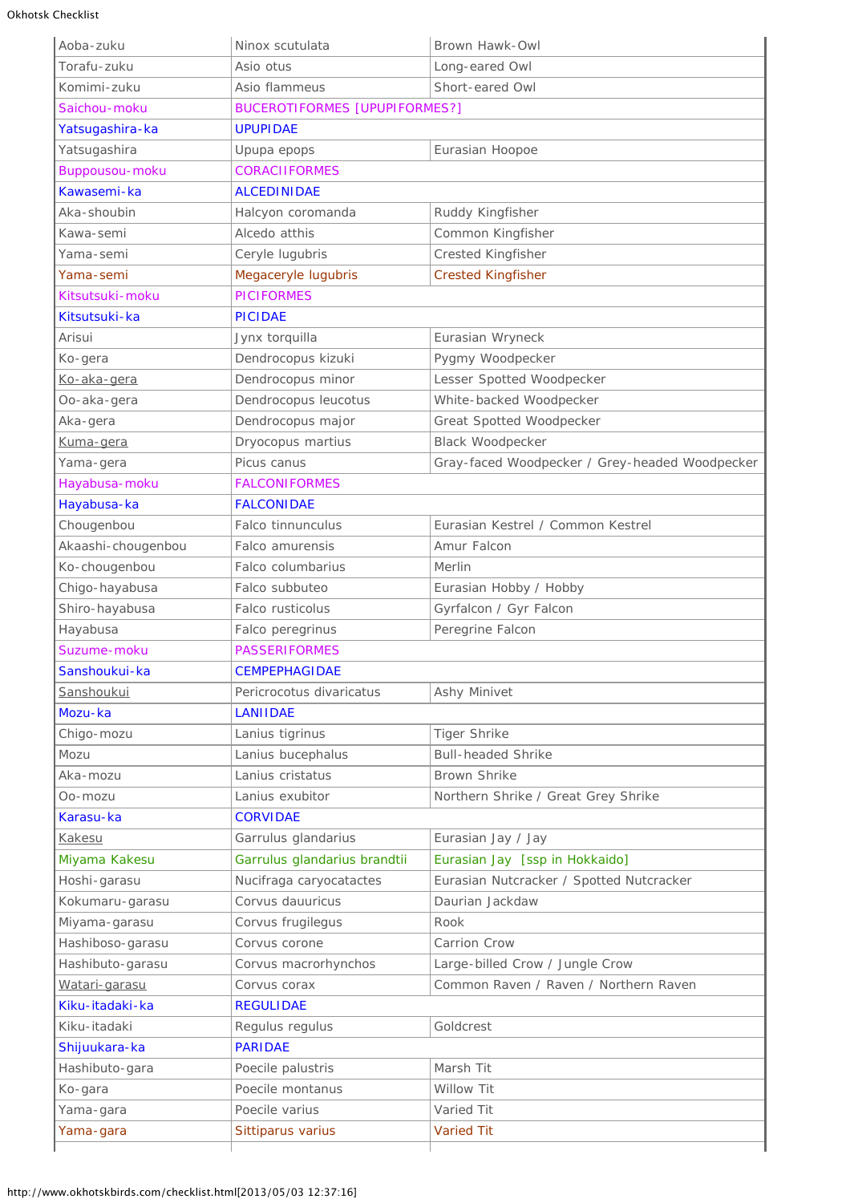| | | |
|---|---|---|
| Aoba-zuku | Ninox scutulata | Brown Hawk-Owl |
| Torafu-zuku | Asio otus | Long-eared Owl |
| Komimi-zuku | Asio flammeus | Short-eared Owl |
| Saichou-moku | BUCEROTIFORMES [UPUPIFORMES?] | |
| Yatsugashira-ka | UPUPIDAE | |
| Yatsugashira | Upupa epops | Eurasian Hoopoe |
| Buppousou-moku | CORACIIFORMES | |
| Kawasemi-ka | ALCEDINIDAE | |
| Aka-shoubin | Halcyon coromanda | Ruddy Kingfisher |
| Kawa-semi | Alcedo atthis | Common Kingfisher |
| Yama-semi | Ceryle lugubris | Crested Kingfisher |
| Yama-semi | Megaceryle lugubris | Crested Kingfisher |
| Kitsutsuki-moku | PICIFORMES | |
| Kitsutsuki-ka | PICIDAE | |
| Arisui | Jynx torquilla | Eurasian Wryneck |
| Ko-gera | Dendrocopus kizuki | Pygmy Woodpecker |
| Ko-aka-gera | Dendrocopus minor | Lesser Spotted Woodpecker |
| Oo-aka-gera | Dendrocopus leucotus | White-backed Woodpecker |
| Aka-gera | Dendrocopus major | Great Spotted Woodpecker |
| Kuma-gera | Dryocopus martius | Black Woodpecker |
| Yama-gera | Picus canus | Gray-faced Woodpecker / Grey-headed Woodpecker |
| Hayabusa-moku | FALCONIFORMES | |
| Hayabusa-ka | FALCONIDAE | |
| Chougenbou | Falco tinnunculus | Eurasian Kestrel / Common Kestrel |
| Akaashi-chougenbou | Falco amurensis | Amur Falcon |
| Ko-chougenbou | Falco columbarius | Merlin |
| Chigo-hayabusa | Falco subbuteo | Eurasian Hobby / Hobby |
| Shiro-hayabusa | Falco rusticolus | Gyrfalcon / Gyr Falcon |
| Hayabusa | Falco peregrinus | Peregrine Falcon |
| Suzume-moku | PASSERIFORMES | |
| Sanshoukui-ka | CEMPEPHAGIDAE | |
| Sanshoukui | Pericrocotus divaricatus | Ashy Minivet |
| Mozu-ka | LANIIDAE | |
| Chigo-mozu | Lanius tigrinus | Tiger Shrike |
| Mozu | Lanius bucephalus | Bull-headed Shrike |
| Aka-mozu | Lanius cristatus | Brown Shrike |
| Oo-mozu | Lanius exubitor | Northern Shrike / Great Grey Shrike |
| Karasu-ka | CORVIDAE | |
| Kakesu | Garrulus glandarius | Eurasian Jay / Jay |
| Miyama Kakesu | Garrulus glandarius brandtii | Eurasian Jay [ssp in Hokkaido] |
| Hoshi-garasu | Nucifraga caryocatactes | Eurasian Nutcracker / Spotted Nutcracker |
| Kokumaru-garasu | Corvus dauuricus | Daurian Jackdaw |
| Miyama-garasu | Corvus frugilegus | Rook |
| Hashiboso-garasu | Corvus corone | Carrion Crow |
| Hashibuto-garasu | Corvus macrorhynchos | Large-billed Crow / Jungle Crow |
| Watari-garasu | Corvus corax | Common Raven / Raven / Northern Raven |
| Kiku-itadaki-ka | REGULIDAE | |
| Kiku-itadaki | Regulus regulus | Goldcrest |
| Shijuukara-ka | PARIDAE | |
| Hashibuto-gara | Poecile palustris | Marsh Tit |
| Ko-gara | Poecile montanus | Willow Tit |
| Yama-gara | Poecile varius | Varied Tit |
| Yama-gara | Sittiparus varius | Varied Tit |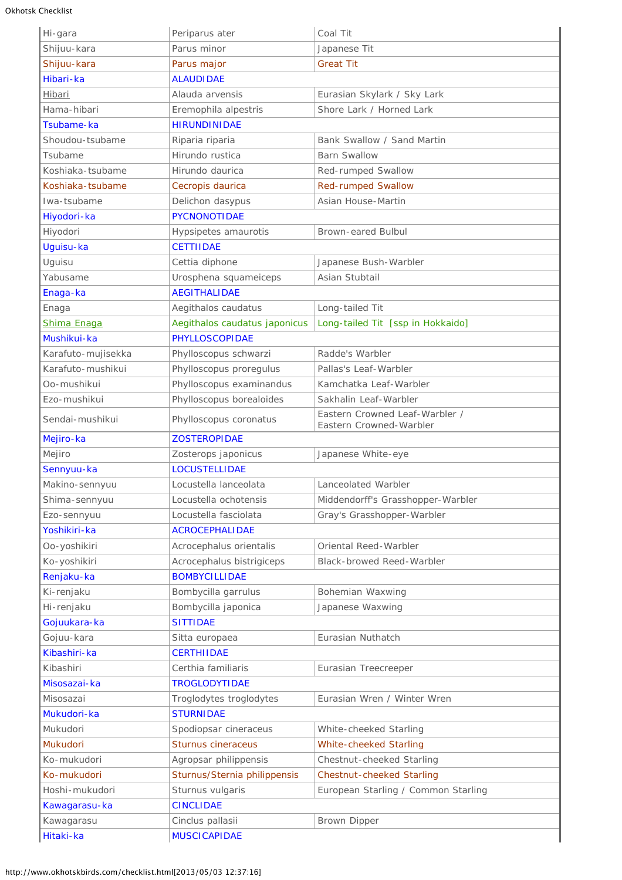| | | |
|---|---|---|
| Hi-gara | Periparus ater | Coal Tit |
| Shijuu-kara | Parus minor | Japanese Tit |
| Shijuu-kara | Parus major | Great Tit |
| Hibari-ka | ALAUDIDAE | |
| Hibari | Alauda arvensis | Eurasian Skylark / Sky Lark |
| Hama-hibari | Eremophila alpestris | Shore Lark / Horned Lark |
| Tsubame-ka | HIRUNDINIDAE | |
| Shoudou-tsubame | Riparia riparia | Bank Swallow / Sand Martin |
| Tsubame | Hirundo rustica | Barn Swallow |
| Koshiaka-tsubame | Hirundo daurica | Red-rumped Swallow |
| Koshiaka-tsubame | Cecropis daurica | Red-rumped Swallow |
| Iwa-tsubame | Delichon dasypus | Asian House-Martin |
| Hiyodori-ka | PYCNONOTIDAE | |
| Hiyodori | Hypsipetes amaurotis | Brown-eared Bulbul |
| Uguisu-ka | CETTIIDAE | |
| Uguisu | Cettia diphone | Japanese Bush-Warbler |
| Yabusame | Urosphena squameiceps | Asian Stubtail |
| Enaga-ka | AEGITHALIDAE | |
| Enaga | Aegithalos caudatus | Long-tailed Tit |
| Shima Enaga | Aegithalos caudatus japonicus | Long-tailed Tit [ssp in Hokkaido] |
| Mushikui-ka | PHYLLOSCOPIDAE | |
| Karafuto-mujisekka | Phylloscopus schwarzi | Radde's Warbler |
| Karafuto-mushikui | Phylloscopus proregulus | Pallas's Leaf-Warbler |
| Oo-mushikui | Phylloscopus examinandus | Kamchatka Leaf-Warbler |
| Ezo-mushikui | Phylloscopus borealoides | Sakhalin Leaf-Warbler |
| Sendai-mushikui | Phylloscopus coronatus | Eastern Crowned Leaf-Warbler / Eastern Crowned-Warbler |
| Mejiro-ka | ZOSTEROPIDAE | |
| Mejiro | Zosterops japonicus | Japanese White-eye |
| Sennyuu-ka | LOCUSTELLIDAE | |
| Makino-sennyuu | Locustella lanceolata | Lanceolated Warbler |
| Shima-sennyuu | Locustella ochotensis | Middendorff's Grasshopper-Warbler |
| Ezo-sennyuu | Locustella fasciolata | Gray's Grasshopper-Warbler |
| Yoshikiri-ka | ACROCEPHALIDAE | |
| Oo-yoshikiri | Acrocephalus orientalis | Oriental Reed-Warbler |
| Ko-yoshikiri | Acrocephalus bistrigiceps | Black-browed Reed-Warbler |
| Renjaku-ka | BOMBYCILLIDAE | |
| Ki-renjaku | Bombycilla garrulus | Bohemian Waxwing |
| Hi-renjaku | Bombycilla japonica | Japanese Waxwing |
| Gojuukara-ka | SITTIDAE | |
| Gojuu-kara | Sitta europaea | Eurasian Nuthatch |
| Kibashiri-ka | CERTHIIDAE | |
| Kibashiri | Certhia familiaris | Eurasian Treecreeper |
| Misosazai-ka | TROGLODYTIDAE | |
| Misosazai | Troglodytes troglodytes | Eurasian Wren / Winter Wren |
| Mukudori-ka | STURNIDAE | |
| Mukudori | Spodiopsar cineraceus | White-cheeked Starling |
| Mukudori | Sturnus cineraceus | White-cheeked Starling |
| Ko-mukudori | Agropsar philippensis | Chestnut-cheeked Starling |
| Ko-mukudori | Sturnus/Sternia philippensis | Chestnut-cheeked Starling |
| Hoshi-mukudori | Sturnus vulgaris | European Starling / Common Starling |
| Kawagarasu-ka | CINCLIDAE | |
| Kawagarasu | Cinclus pallasii | Brown Dipper |
| Hitaki-ka | MUSCICAPIDAE | |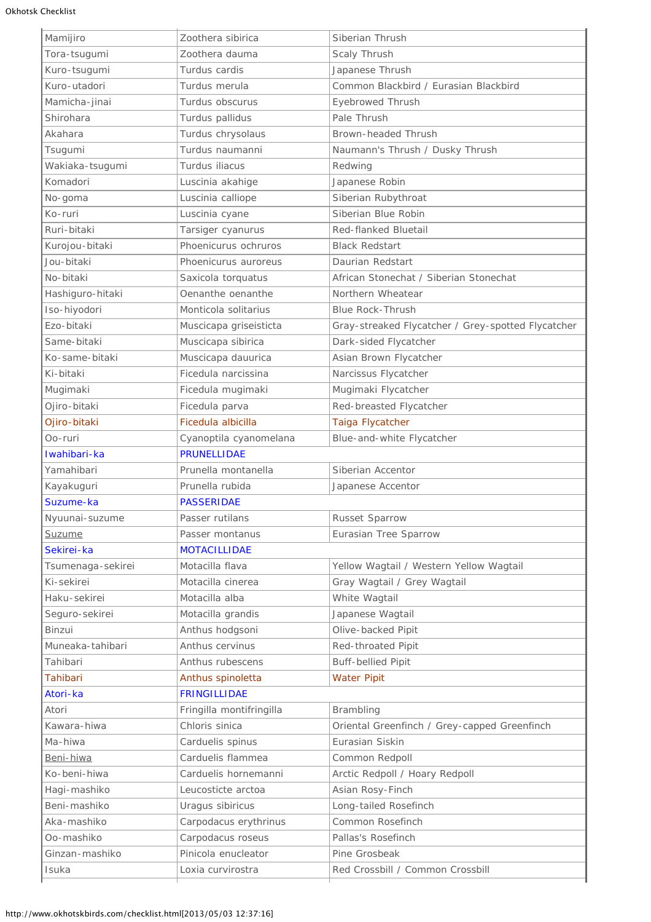| | | |
|---|---|---|
| Mamijiro | Zoothera sibirica | Siberian Thrush |
| Tora-tsugumi | Zoothera dauma | Scaly Thrush |
| Kuro-tsugumi | Turdus cardis | Japanese Thrush |
| Kuro-utadori | Turdus merula | Common Blackbird / Eurasian Blackbird |
| Mamicha-jinai | Turdus obscurus | Eyebrowed Thrush |
| Shirohara | Turdus pallidus | Pale Thrush |
| Akahara | Turdus chrysolaus | Brown-headed Thrush |
| Tsugumi | Turdus naumanni | Naumann's Thrush / Dusky Thrush |
| Wakiaka-tsugumi | Turdus iliacus | Redwing |
| Komadori | Luscinia akahige | Japanese Robin |
| No-goma | Luscinia calliope | Siberian Rubythroat |
| Ko-ruri | Luscinia cyane | Siberian Blue Robin |
| Ruri-bitaki | Tarsiger cyanurus | Red-flanked Bluetail |
| Kurojou-bitaki | Phoenicurus ochruros | Black Redstart |
| Jou-bitaki | Phoenicurus auroreus | Daurian Redstart |
| No-bitaki | Saxicola torquatus | African Stonechat / Siberian Stonechat |
| Hashiguro-hitaki | Oenanthe oenanthe | Northern Wheatear |
| Iso-hiyodori | Monticola solitarius | Blue Rock-Thrush |
| Ezo-bitaki | Muscicapa griseisticta | Gray-streaked Flycatcher / Grey-spotted Flycatcher |
| Same-bitaki | Muscicapa sibirica | Dark-sided Flycatcher |
| Ko-same-bitaki | Muscicapa dauurica | Asian Brown Flycatcher |
| Ki-bitaki | Ficedula narcissina | Narcissus Flycatcher |
| Mugimaki | Ficedula mugimaki | Mugimaki Flycatcher |
| Ojiro-bitaki | Ficedula parva | Red-breasted Flycatcher |
| Ojiro-bitaki | Ficedula albicilla | Taiga Flycatcher |
| Oo-ruri | Cyanoptila cyanomelana | Blue-and-white Flycatcher |
| Iwahibari-ka | PRUNELLIDAE | |
| Yamahibari | Prunella montanella | Siberian Accentor |
| Kayakuguri | Prunella rubida | Japanese Accentor |
| Suzume-ka | PASSERIDAE | |
| Nyuunai-suzume | Passer rutilans | Russet Sparrow |
| Suzume | Passer montanus | Eurasian Tree Sparrow |
| Sekirei-ka | MOTACILLIDAE | |
| Tsumenaga-sekirei | Motacilla flava | Yellow Wagtail / Western Yellow Wagtail |
| Ki-sekirei | Motacilla cinerea | Gray Wagtail / Grey Wagtail |
| Haku-sekirei | Motacilla alba | White Wagtail |
| Seguro-sekirei | Motacilla grandis | Japanese Wagtail |
| Binzui | Anthus hodgsoni | Olive-backed Pipit |
| Muneaka-tahibari | Anthus cervinus | Red-throated Pipit |
| Tahibari | Anthus rubescens | Buff-bellied Pipit |
| Tahibari | Anthus spinoletta | Water Pipit |
| Atori-ka | FRINGILLIDAE | |
| Atori | Fringilla montifringilla | Brambling |
| Kawara-hiwa | Chloris sinica | Oriental Greenfinch / Grey-capped Greenfinch |
| Ma-hiwa | Carduelis spinus | Eurasian Siskin |
| Beni-hiwa | Carduelis flammea | Common Redpoll |
| Ko-beni-hiwa | Carduelis hornemanni | Arctic Redpoll / Hoary Redpoll |
| Hagi-mashiko | Leucosticte arctoa | Asian Rosy-Finch |
| Beni-mashiko | Uragus sibiricus | Long-tailed Rosefinch |
| Aka-mashiko | Carpodacus erythrinus | Common Rosefinch |
| Oo-mashiko | Carpodacus roseus | Pallas's Rosefinch |
| Ginzan-mashiko | Pinicola enucleator | Pine Grosbeak |
| Isuka | Loxia curvirostra | Red Crossbill / Common Crossbill |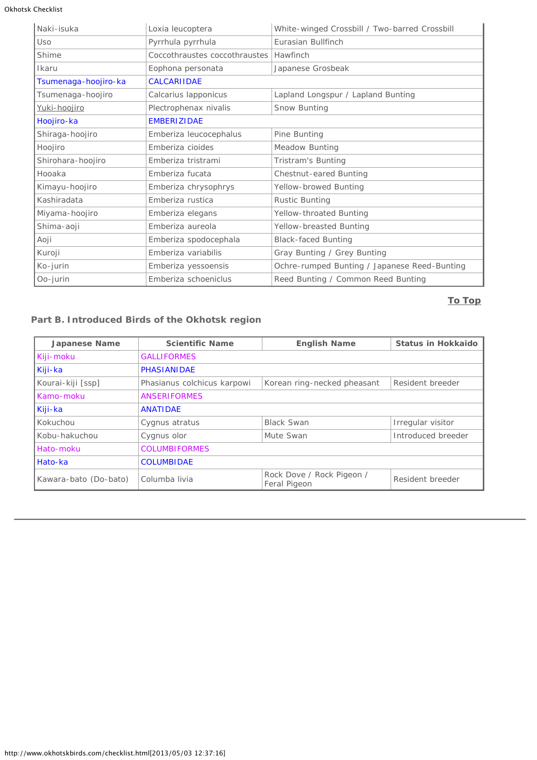| | | |
|---|---|---|
| Naki-isuka | Loxia leucoptera | White-winged Crossbill / Two-barred Crossbill |
| Uso | Pyrrhula pyrrhula | Eurasian Bullfinch |
| Shime | Coccothraustes coccothraustes | Hawfinch |
| Ikaru | Eophona personata | Japanese Grosbeak |
| Tsumenaga-hoojiro-ka | CALCARIIDAE | |
| Tsumenaga-hoojiro | Calcarius lapponicus | Lapland Longspur / Lapland Bunting |
| Yuki-hoojiro | Plectrophenax nivalis | Snow Bunting |
| Hoojiro-ka | EMBERIZIDAE | |
| Shiraga-hoojiro | Emberiza leucocephalus | Pine Bunting |
| Hoojiro | Emberiza cioides | Meadow Bunting |
| Shirohara-hoojiro | Emberiza tristrami | Tristram's Bunting |
| Hooaka | Emberiza fucata | Chestnut-eared Bunting |
| Kimayu-hoojiro | Emberiza chrysophrys | Yellow-browed Bunting |
| Kashiradata | Emberiza rustica | Rustic Bunting |
| Miyama-hoojiro | Emberiza elegans | Yellow-throated Bunting |
| Shima-aoji | Emberiza aureola | Yellow-breasted Bunting |
| Aoji | Emberiza spodocephala | Black-faced Bunting |
| Kuroji | Emberiza variabilis | Gray Bunting / Grey Bunting |
| Ko-jurin | Emberiza yessoensis | Ochre-rumped Bunting / Japanese Reed-Bunting |
| Oo-jurin | Emberiza schoeniclus | Reed Bunting / Common Reed Bunting |

**To Top**

## Part B. Introduced Birds of the Okhotsk region

| Japanese Name | Scientific Name | English Name | Status in Hokkaido |
|---|---|---|---|
| Kiji-moku | GALLIFORMES | | |
| Kiji-ka | PHASIANIDAE | | |
| Kourai-kiji [ssp] | Phasianus colchicus karpowi | Korean ring-necked pheasant | Resident breeder |
| Kamo-moku | ANSERIFORMES | | |
| Kiji-ka | ANATIDAE | | |
| Kokuchou | Cygnus atratus | Black Swan | Irregular visitor |
| Kobu-hakuchou | Cygnus olor | Mute Swan | Introduced breeder |
| Hato-moku | COLUMBIFORMES | | |
| Hato-ka | COLUMBIDAE | | |
| Kawara-bato (Do-bato) | Columba livia | Rock Dove / Rock Pigeon / Feral Pigeon | Resident breeder |